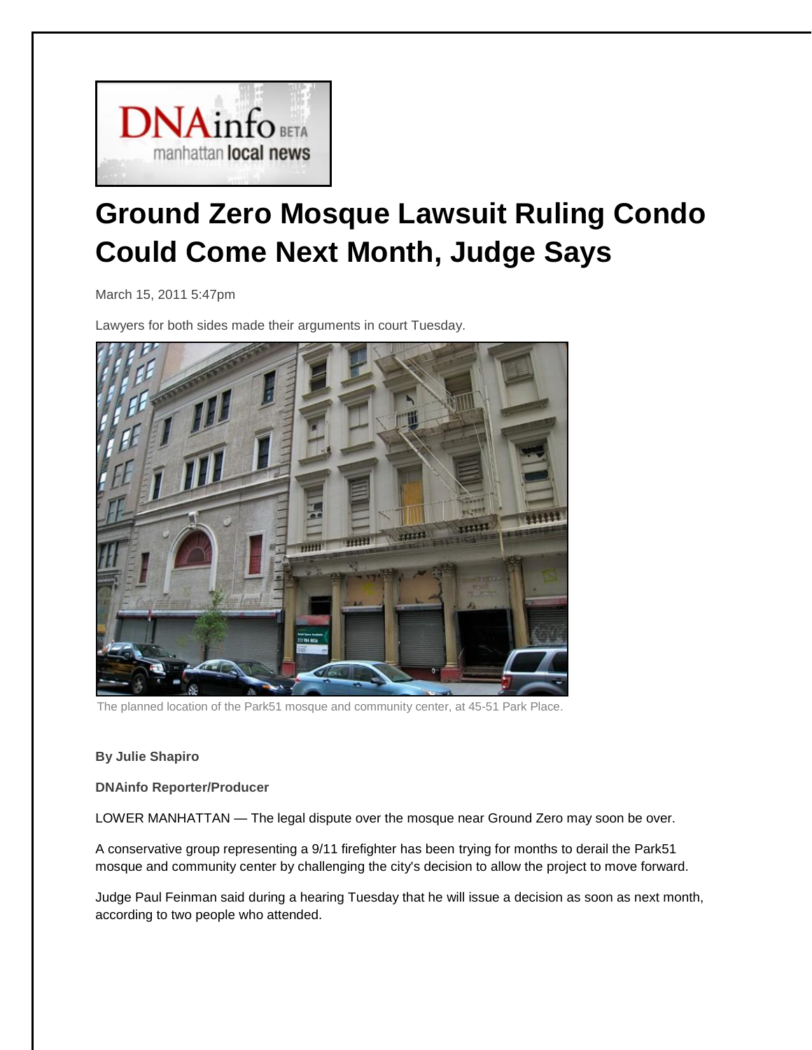DNAinfo BETA
manhattan local news

# Ground Zero Mosque Lawsuit Ruling Condo Could Come Next Month, Judge Says

March 15, 2011 5:47pm

Lawyers for both sides made their arguments in court Tuesday.

The planned location of the Park51 mosque and community center, at 45-51 Park Place.

**By Julie Shapiro**

**DNAinfo Reporter/Producer**

LOWER MANHATTAN — The legal dispute over the mosque near Ground Zero may soon be over.

A conservative group representing a 9/11 firefighter has been trying for months to derail the Park51 mosque and community center by challenging the city's decision to allow the project to move forward.

Judge Paul Feinman said during a hearing Tuesday that he will issue a decision as soon as next month, according to two people who attended.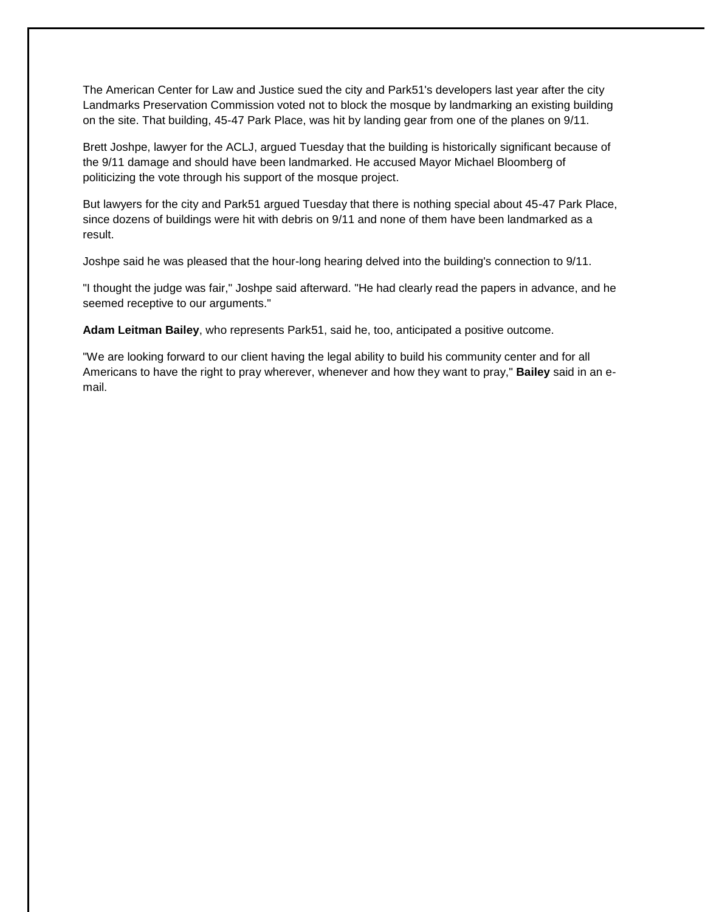The American Center for Law and Justice sued the city and Park51's developers last year after the city Landmarks Preservation Commission voted not to block the mosque by landmarking an existing building on the site. That building, 45-47 Park Place, was hit by landing gear from one of the planes on 9/11.

Brett Joshpe, lawyer for the ACLJ, argued Tuesday that the building is historically significant because of the 9/11 damage and should have been landmarked. He accused Mayor Michael Bloomberg of politicizing the vote through his support of the mosque project.

But lawyers for the city and Park51 argued Tuesday that there is nothing special about 45-47 Park Place, since dozens of buildings were hit with debris on 9/11 and none of them have been landmarked as a result.

Joshpe said he was pleased that the hour-long hearing delved into the building's connection to 9/11.

"I thought the judge was fair," Joshpe said afterward. "He had clearly read the papers in advance, and he seemed receptive to our arguments."

**Adam Leitman Bailey**, who represents Park51, said he, too, anticipated a positive outcome.

"We are looking forward to our client having the legal ability to build his community center and for all Americans to have the right to pray wherever, whenever and how they want to pray," **Bailey** said in an e-mail.